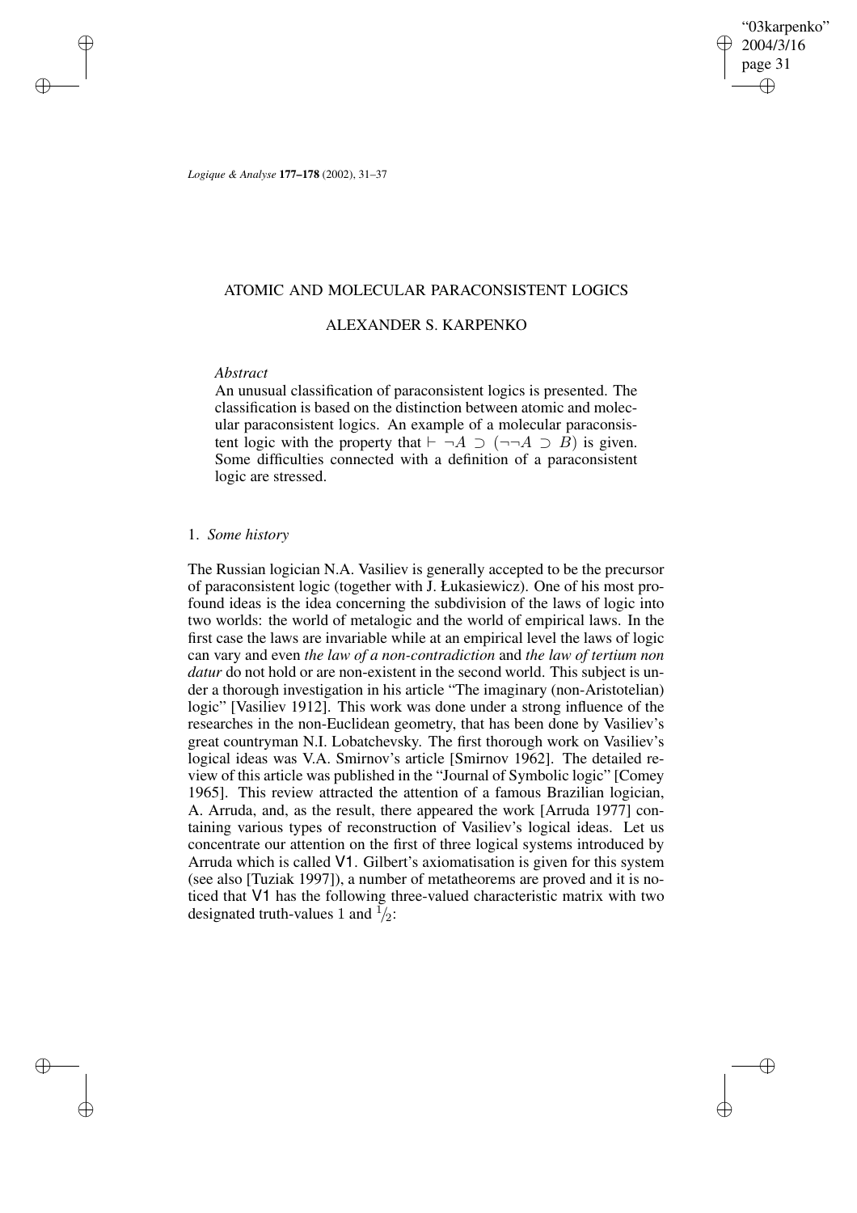# ATOMIC AND MOLECULAR PARACONSISTENT LOGICS

## ALEXANDER S. KARPENKO

*Abstract*

An unusual classification of paraconsistent logics is presented. The classification is based on the distinction between atomic and molecular paraconsistent logics. An example of a molecular paraconsistent logic with the property that $\vdash \neg A \supset (\neg\neg A \supset B)$ is given. Some difficulties connected with a definition of a paraconsistent logic are stressed.

### 1. *Some history*

The Russian logician N.A. Vasiliev is generally accepted to be the precursor of paraconsistent logic (together with J. Łukasiewicz). One of his most profound ideas is the idea concerning the subdivision of the laws of logic into two worlds: the world of metalogic and the world of empirical laws. In the first case the laws are invariable while at an empirical level the laws of logic can vary and even *the law of a non-contradiction* and *the law of tertium non datur* do not hold or are non-existent in the second world. This subject is under a thorough investigation in his article "The imaginary (non-Aristotelian) logic" [Vasiliev 1912]. This work was done under a strong influence of the researches in the non-Euclidean geometry, that has been done by Vasiliev's great countryman N.I. Lobatchevsky. The first thorough work on Vasiliev's logical ideas was V.A. Smirnov's article [Smirnov 1962]. The detailed review of this article was published in the "Journal of Symbolic logic" [Comey 1965]. This review attracted the attention of a famous Brazilian logician, A. Arruda, and, as the result, there appeared the work [Arruda 1977] containing various types of reconstruction of Vasiliev's logical ideas. Let us concentrate our attention on the first of three logical systems introduced by Arruda which is called V1. Gilbert's axiomatisation is given for this system (see also [Tuziak 1997]), a number of metatheorems are proved and it is noticed that V1 has the following three-valued characteristic matrix with two designated truth-values 1 and $^1\!/_2$: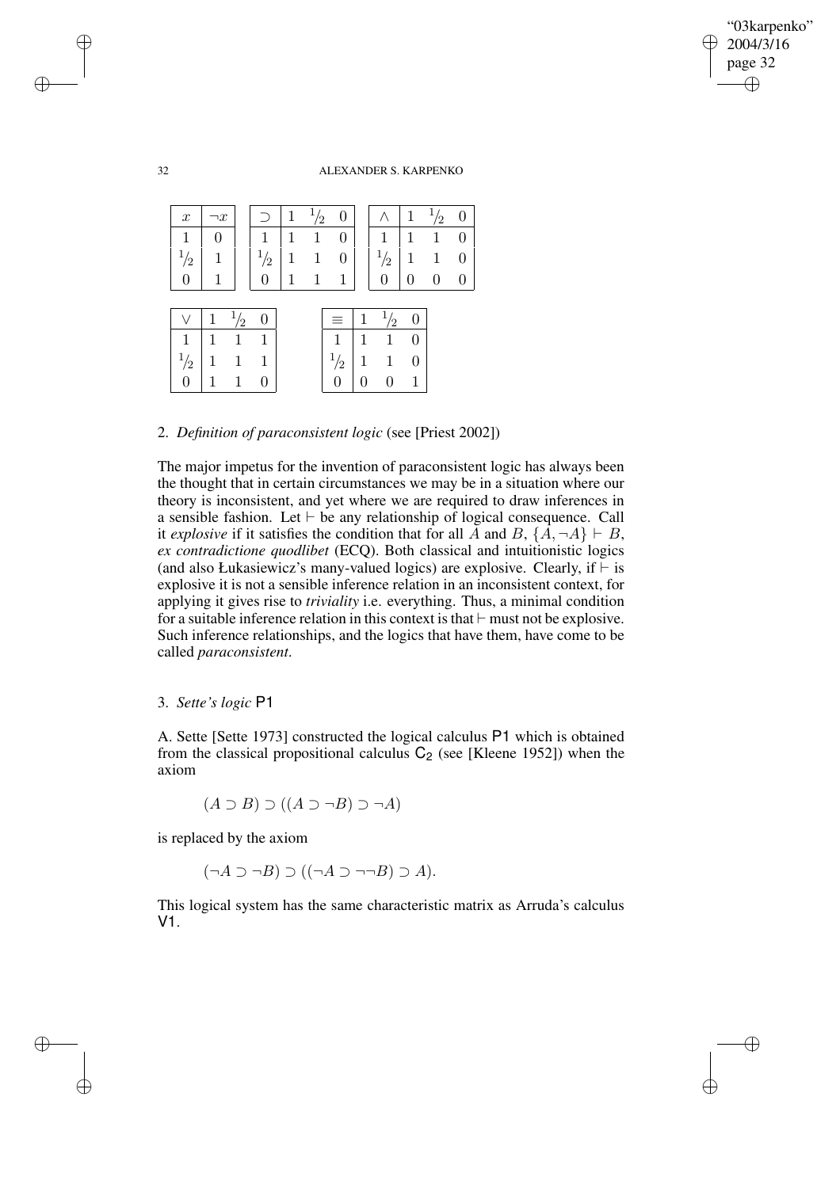| $x$ | $\neg x$ |
|---|---|
| 1 | 0 |
| $^1/_2$ | 1 |
| 0 | 1 |

| $\supset$ | 1 | $^1/_2$ | 0 |
|---|---|---|---|
| 1 | 1 | 1 | 0 |
| $^1/_2$ | 1 | 1 | 0 |
| 0 | 1 | 1 | 1 |

| $\wedge$ | 1 | $^1/_2$ | 0 |
|---|---|---|---|
| 1 | 1 | 1 | 0 |
| $^1/_2$ | 1 | 1 | 0 |
| 0 | 0 | 0 | 0 |

| $\vee$ | 1 | $^1/_2$ | 0 |
|---|---|---|---|
| 1 | 1 | 1 | 1 |
| $^1/_2$ | 1 | 1 | 1 |
| 0 | 1 | 1 | 0 |

| $\equiv$ | 1 | $^1/_2$ | 0 |
|---|---|---|---|
| 1 | 1 | 1 | 0 |
| $^1/_2$ | 1 | 1 | 0 |
| 0 | 0 | 0 | 1 |

## 2. *Definition of paraconsistent logic* (see [Priest 2002])

The major impetus for the invention of paraconsistent logic has always been the thought that in certain circumstances we may be in a situation where our theory is inconsistent, and yet where we are required to draw inferences in a sensible fashion. Let $\vdash$ be any relationship of logical consequence. Call it *explosive* if it satisfies the condition that for all $A$ and $B$, $\{A, \neg A\} \vdash B$, *ex contradictione quodlibet* (ECQ). Both classical and intuitionistic logics (and also Łukasiewicz's many-valued logics) are explosive. Clearly, if $\vdash$ is explosive it is not a sensible inference relation in an inconsistent context, for applying it gives rise to *triviality* i.e. everything. Thus, a minimal condition for a suitable inference relation in this context is that $\vdash$ must not be explosive. Such inference relationships, and the logics that have them, have come to be called *paraconsistent*.

## 3. *Sette's logic* P1

A. Sette [Sette 1973] constructed the logical calculus P1 which is obtained from the classical propositional calculus $\mathsf{C_2}$ (see [Kleene 1952]) when the axiom

$$(A \supset B) \supset ((A \supset \neg B) \supset \neg A)$$

is replaced by the axiom

$$(\neg A \supset \neg B) \supset ((\neg A \supset \neg\neg B) \supset A).$$

This logical system has the same characteristic matrix as Arruda's calculus V1.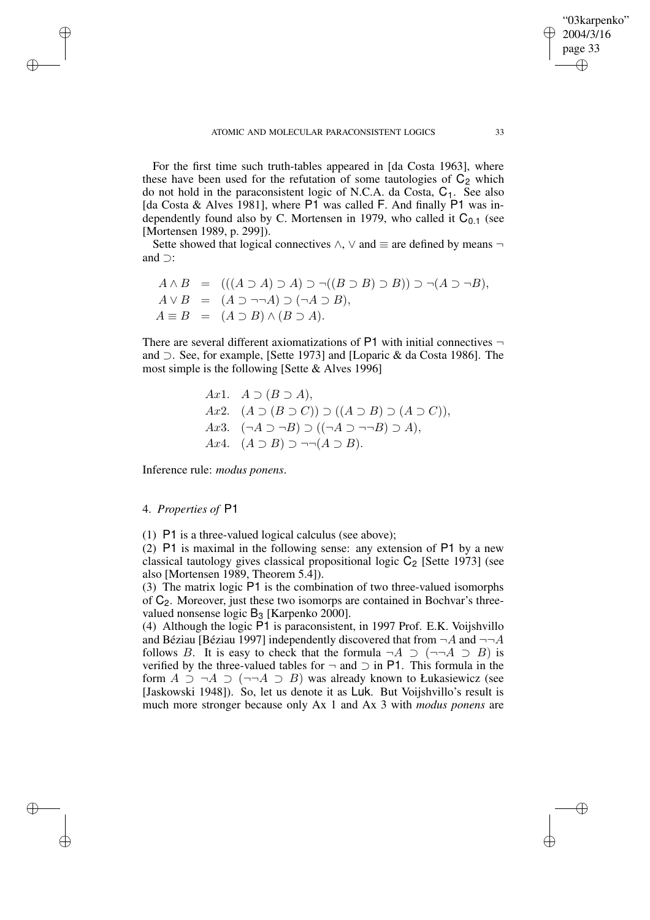For the first time such truth-tables appeared in [da Costa 1963], where these have been used for the refutation of some tautologies of $C_2$ which do not hold in the paraconsistent logic of N.C.A. da Costa, $C_1$. See also [da Costa & Alves 1981], where P1 was called F. And finally P1 was independently found also by C. Mortensen in 1979, who called it $C_{0.1}$ (see [Mortensen 1989, p. 299]).

Sette showed that logical connectives $\wedge$, $\vee$ and $\equiv$ are defined by means $\neg$ and $\supset$:

$$
\begin{aligned}
A \wedge B &= (((A \supset A) \supset A) \supset \neg((B \supset B) \supset B)) \supset \neg(A \supset \neg B), \\
A \vee B &= (A \supset \neg\neg A) \supset (\neg A \supset B), \\
A \equiv B &= (A \supset B) \wedge (B \supset A).
\end{aligned}
$$

There are several different axiomatizations of P1 with initial connectives $\neg$ and $\supset$. See, for example, [Sette 1973] and [Loparic & da Costa 1986]. The most simple is the following [Sette & Alves 1996]

$$
\begin{aligned}
&Ax1. \quad A \supset (B \supset A), \\
&Ax2. \quad (A \supset (B \supset C)) \supset ((A \supset B) \supset (A \supset C)), \\
&Ax3. \quad (\neg A \supset \neg B) \supset ((\neg A \supset \neg\neg B) \supset A), \\
&Ax4. \quad (A \supset B) \supset \neg\neg(A \supset B).
\end{aligned}
$$

Inference rule: *modus ponens*.

## 4. *Properties of* P1

(1) P1 is a three-valued logical calculus (see above);

(2) P1 is maximal in the following sense: any extension of P1 by a new classical tautology gives classical propositional logic $C_2$ [Sette 1973] (see also [Mortensen 1989, Theorem 5.4]).

(3) The matrix logic P1 is the combination of two three-valued isomorphs of $C_2$. Moreover, just these two isomorps are contained in Bochvar's three-valued nonsense logic $B_3$ [Karpenko 2000].

(4) Although the logic P1 is paraconsistent, in 1997 Prof. E.K. Voijshvillo and Béziau [Béziau 1997] independently discovered that from $\neg A$ and $\neg\neg A$ follows $B$. It is easy to check that the formula $\neg A \supset (\neg\neg A \supset B)$ is verified by the three-valued tables for $\neg$ and $\supset$ in P1. This formula in the form $A \supset \neg A \supset (\neg\neg A \supset B)$ was already known to Łukasiewicz (see [Jaskowski 1948]). So, let us denote it as Luk. But Voijshvillo's result is much more stronger because only Ax 1 and Ax 3 with *modus ponens* are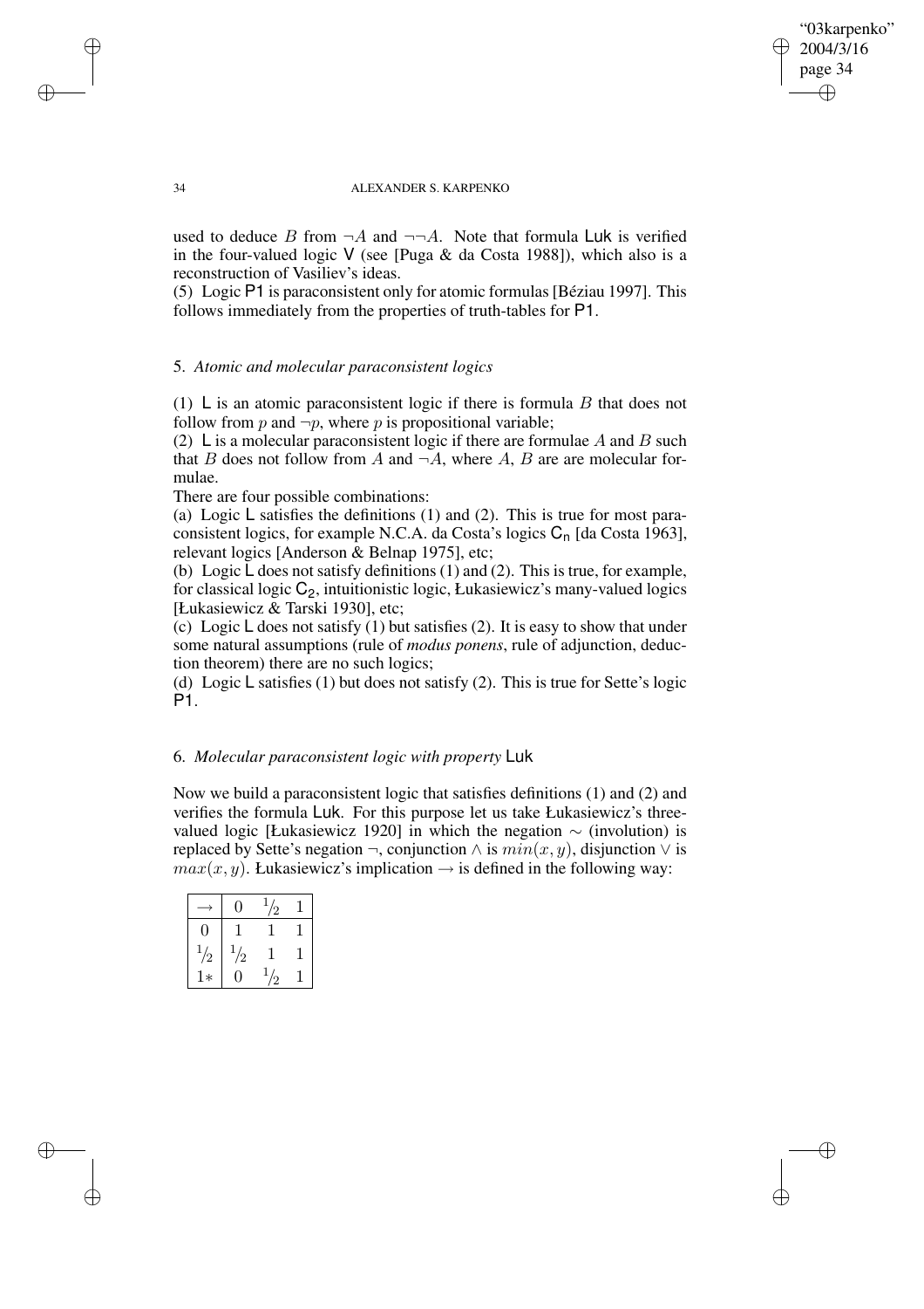used to deduce $B$ from $\neg A$ and $\neg\neg A$. Note that formula $\mathsf{Luk}$ is verified in the four-valued logic $\mathsf{V}$ (see [Puga & da Costa 1988]), which also is a reconstruction of Vasiliev's ideas.

(5) Logic $\mathsf{P1}$ is paraconsistent only for atomic formulas [Béziau 1997]. This follows immediately from the properties of truth-tables for $\mathsf{P1}$.

### 5. *Atomic and molecular paraconsistent logics*

(1) $\mathsf{L}$ is an atomic paraconsistent logic if there is formula $B$ that does not follow from $p$ and $\neg p$, where $p$ is propositional variable;

(2) $\mathsf{L}$ is a molecular paraconsistent logic if there are formulae $A$ and $B$ such that $B$ does not follow from $A$ and $\neg A$, where $A$, $B$ are are molecular formulae.

There are four possible combinations:

(a) Logic $\mathsf{L}$ satisfies the definitions (1) and (2). This is true for most paraconsistent logics, for example N.C.A. da Costa's logics $\mathsf{C_n}$ [da Costa 1963], relevant logics [Anderson & Belnap 1975], etc;

(b) Logic $\mathsf{L}$ does not satisfy definitions (1) and (2). This is true, for example, for classical logic $\mathsf{C_2}$, intuitionistic logic, Łukasiewicz's many-valued logics [Łukasiewicz & Tarski 1930], etc;

(c) Logic $\mathsf{L}$ does not satisfy (1) but satisfies (2). It is easy to show that under some natural assumptions (rule of *modus ponens*, rule of adjunction, deduction theorem) there are no such logics;

(d) Logic $\mathsf{L}$ satisfies (1) but does not satisfy (2). This is true for Sette's logic $\mathsf{P1}$.

### 6. *Molecular paraconsistent logic with property* $\mathsf{Luk}$

Now we build a paraconsistent logic that satisfies definitions (1) and (2) and verifies the formula $\mathsf{Luk}$. For this purpose let us take Łukasiewicz's three-valued logic [Łukasiewicz 1920] in which the negation $\sim$ (involution) is replaced by Sette's negation $\neg$, conjunction $\wedge$ is $min(x, y)$, disjunction $\vee$ is $max(x, y)$. Łukasiewicz's implication $\rightarrow$ is defined in the following way:

| $\rightarrow$ | $0$ | $1/2$ | $1$ |
|---|---|---|---|
| $0$ | $1$ | $1$ | $1$ |
| $1/2$ | $1/2$ | $1$ | $1$ |
| $1*$ | $0$ | $1/2$ | $1$ |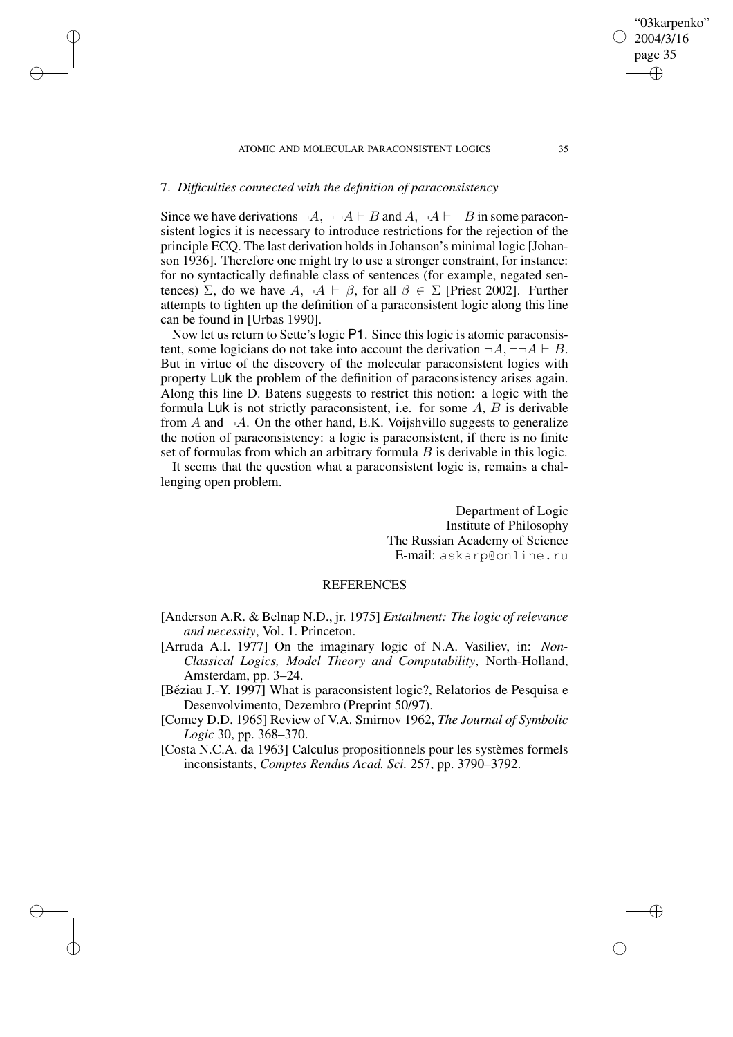## 7. *Difficulties connected with the definition of paraconsistency*

Since we have derivations $\neg A, \neg\neg A \vdash B$ and $A, \neg A \vdash \neg B$ in some paraconsistent logics it is necessary to introduce restrictions for the rejection of the principle ECQ. The last derivation holds in Johanson's minimal logic [Johanson 1936]. Therefore one might try to use a stronger constraint, for instance: for no syntactically definable class of sentences (for example, negated sentences) $\Sigma$, do we have $A, \neg A \vdash \beta$, for all $\beta \in \Sigma$ [Priest 2002]. Further attempts to tighten up the definition of a paraconsistent logic along this line can be found in [Urbas 1990].

Now let us return to Sette's logic P1. Since this logic is atomic paraconsistent, some logicians do not take into account the derivation $\neg A, \neg\neg A \vdash B$. But in virtue of the discovery of the molecular paraconsistent logics with property Luk the problem of the definition of paraconsistency arises again. Along this line D. Batens suggests to restrict this notion: a logic with the formula Luk is not strictly paraconsistent, i.e. for some $A$, $B$ is derivable from $A$ and $\neg A$. On the other hand, E.K. Voijshvillo suggests to generalize the notion of paraconsistency: a logic is paraconsistent, if there is no finite set of formulas from which an arbitrary formula $B$ is derivable in this logic.

It seems that the question what a paraconsistent logic is, remains a challenging open problem.

Department of Logic
Institute of Philosophy
The Russian Academy of Science
E-mail: askarp@online.ru

## REFERENCES

[Anderson A.R. & Belnap N.D., jr. 1975] *Entailment: The logic of relevance and necessity*, Vol. 1. Princeton.

[Arruda A.I. 1977] On the imaginary logic of N.A. Vasiliev, in: *Non-Classical Logics, Model Theory and Computability*, North-Holland, Amsterdam, pp. 3–24.

[Béziau J.-Y. 1997] What is paraconsistent logic?, Relatorios de Pesquisa e Desenvolvimento, Dezembro (Preprint 50/97).

[Comey D.D. 1965] Review of V.A. Smirnov 1962, *The Journal of Symbolic Logic* 30, pp. 368–370.

[Costa N.C.A. da 1963] Calculus propositionnels pour les systèmes formels inconsistants, *Comptes Rendus Acad. Sci.* 257, pp. 3790–3792.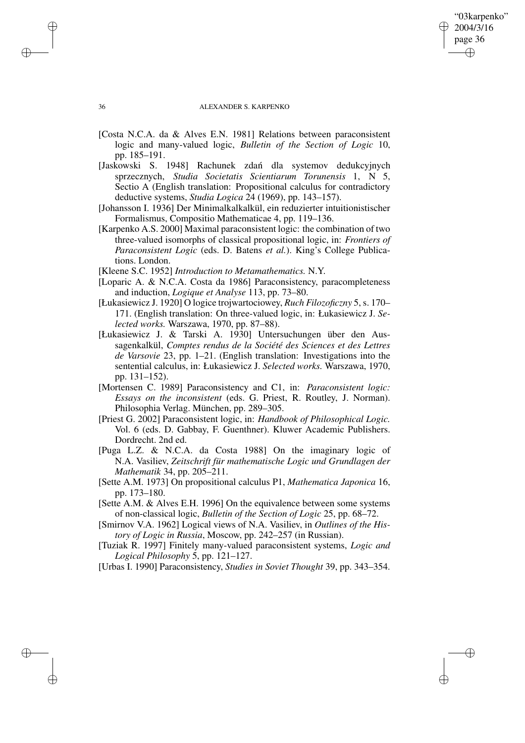[Costa N.C.A. da & Alves E.N. 1981] Relations between paraconsistent logic and many-valued logic, *Bulletin of the Section of Logic* 10, pp. 185–191.

[Jaskowski S. 1948] Rachunek zdań dla systemov dedukcyjnych sprzecznych, *Studia Societatis Scientiarum Torunensis* 1, N 5, Sectio A (English translation: Propositional calculus for contradictory deductive systems, *Studia Logica* 24 (1969), pp. 143–157).

[Johansson I. 1936] Der Minimalkalkalkül, ein reduzierter intuitionistischer Formalismus, Compositio Mathematicae 4, pp. 119–136.

[Karpenko A.S. 2000] Maximal paraconsistent logic: the combination of two three-valued isomorphs of classical propositional logic, in: *Frontiers of Paraconsistent Logic* (eds. D. Batens *et al.*). King's College Publications. London.

[Kleene S.C. 1952] *Introduction to Metamathematics.* N.Y.

[Loparic A. & N.C.A. Costa da 1986] Paraconsistency, paracompleteness and induction, *Logique et Analyse* 113, pp. 73–80.

[Łukasiewicz J. 1920] O logice trojwartociowey, *Ruch Filozoficzny* 5, s. 170–171. (English translation: On three-valued logic, in: Łukasiewicz J. *Selected works.* Warszawa, 1970, pp. 87–88).

[Łukasiewicz J. & Tarski A. 1930] Untersuchungen über den Aussagenkalkül, *Comptes rendus de la Société des Sciences et des Lettres de Varsovie* 23, pp. 1–21. (English translation: Investigations into the sentential calculus, in: Łukasiewicz J. *Selected works.* Warszawa, 1970, pp. 131–152).

[Mortensen C. 1989] Paraconsistency and C1, in: *Paraconsistent logic: Essays on the inconsistent* (eds. G. Priest, R. Routley, J. Norman). Philosophia Verlag. München, pp. 289–305.

[Priest G. 2002] Paraconsistent logic, in: *Handbook of Philosophical Logic.* Vol. 6 (eds. D. Gabbay, F. Guenthner). Kluwer Academic Publishers. Dordrecht. 2nd ed.

[Puga L.Z. & N.C.A. da Costa 1988] On the imaginary logic of N.A. Vasiliev, *Zeitschrift für mathematische Logic und Grundlagen der Mathematik* 34, pp. 205–211.

[Sette A.M. 1973] On propositional calculus P1, *Mathematica Japonica* 16, pp. 173–180.

[Sette A.M. & Alves E.H. 1996] On the equivalence between some systems of non-classical logic, *Bulletin of the Section of Logic* 25, pp. 68–72.

[Smirnov V.A. 1962] Logical views of N.A. Vasiliev, in *Outlines of the History of Logic in Russia*, Moscow, pp. 242–257 (in Russian).

[Tuziak R. 1997] Finitely many-valued paraconsistent systems, *Logic and Logical Philosophy* 5, pp. 121–127.

[Urbas I. 1990] Paraconsistency, *Studies in Soviet Thought* 39, pp. 343–354.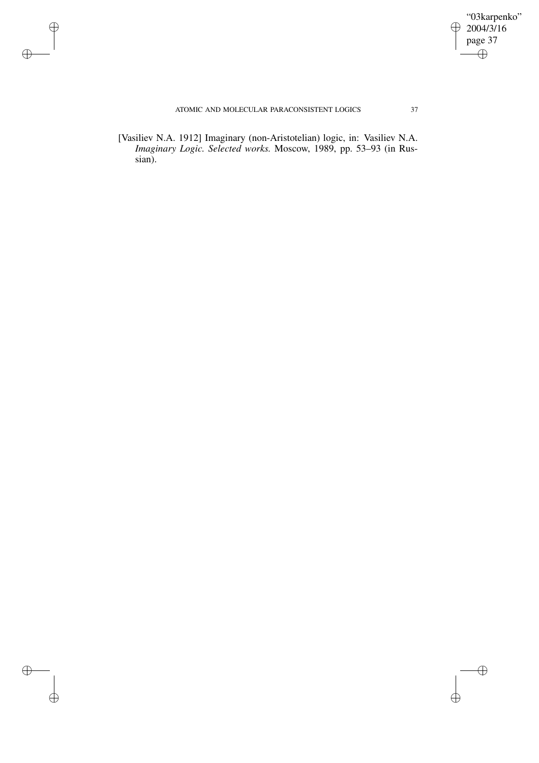[Vasiliev N.A. 1912] Imaginary (non-Aristotelian) logic, in: Vasiliev N.A. *Imaginary Logic. Selected works.* Moscow, 1989, pp. 53–93 (in Russian).